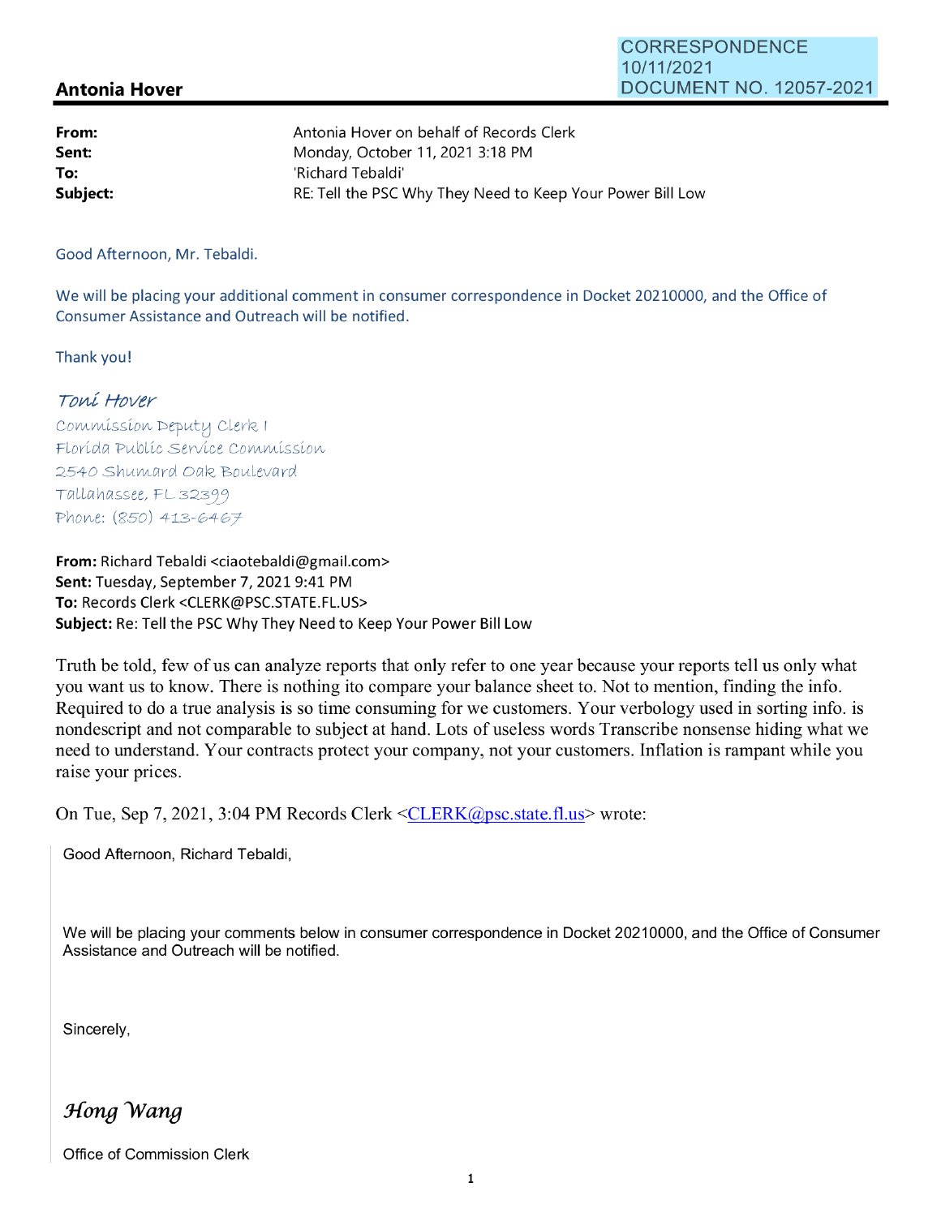CORRESPONDENCE
10/11/2021
DOCUMENT NO. 12057-2021

## Antonia Hover

| | |
|---|---|
| **From:** | Antonia Hover on behalf of Records Clerk |
| **Sent:** | Monday, October 11, 2021 3:18 PM |
| **To:** | 'Richard Tebaldi' |
| **Subject:** | RE: Tell the PSC Why They Need to Keep Your Power Bill Low |

Good Afternoon, Mr. Tebaldi.

We will be placing your additional comment in consumer correspondence in Docket 20210000, and the Office of Consumer Assistance and Outreach will be notified.

Thank you!

*Toni Hover*
Commission Deputy Clerk I
Florida Public Service Commission
2540 Shumard Oak Boulevard
Tallahassee, FL 32399
Phone: (850) 413-6467

**From:** Richard Tebaldi <ciaotebaldi@gmail.com>
**Sent:** Tuesday, September 7, 2021 9:41 PM
**To:** Records Clerk <CLERK@PSC.STATE.FL.US>
**Subject:** Re: Tell the PSC Why They Need to Keep Your Power Bill Low

Truth be told, few of us can analyze reports that only refer to one year because your reports tell us only what you want us to know. There is nothing ito compare your balance sheet to. Not to mention, finding the info. Required to do a true analysis is so time consuming for we customers. Your verbology used in sorting info. is nondescript and not comparable to subject at hand. Lots of useless words Transcribe nonsense hiding what we need to understand. Your contracts protect your company, not your customers. Inflation is rampant while you raise your prices.

On Tue, Sep 7, 2021, 3:04 PM Records Clerk <CLERK@psc.state.fl.us> wrote:

> Good Afternoon, Richard Tebaldi,
>
> We will be placing your comments below in consumer correspondence in Docket 20210000, and the Office of Consumer Assistance and Outreach will be notified.
>
> Sincerely,
>
> *Hong Wang*
>
> Office of Commission Clerk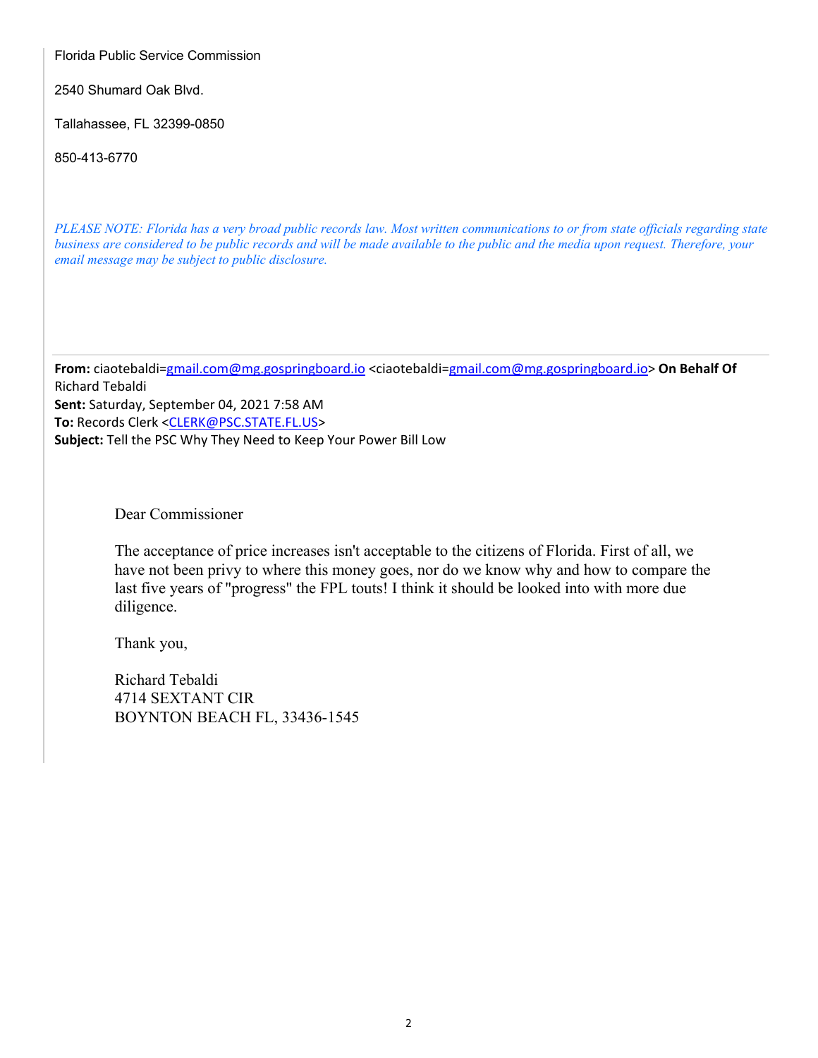Florida Public Service Commission

2540 Shumard Oak Blvd.

Tallahassee, FL 32399-0850

850-413-6770

*PLEASE NOTE: Florida has a very broad public records law. Most written communications to or from state officials regarding state business are considered to be public records and will be made available to the public and the media upon request. Therefore, your email message may be subject to public disclosure.*

---

**From:** ciaotebaldi=gmail.com@mg.gospringboard.io <ciaotebaldi=gmail.com@mg.gospringboard.io> **On Behalf Of** Richard Tebaldi
**Sent:** Saturday, September 04, 2021 7:58 AM
**To:** Records Clerk <CLERK@PSC.STATE.FL.US>
**Subject:** Tell the PSC Why They Need to Keep Your Power Bill Low

Dear Commissioner

The acceptance of price increases isn't acceptable to the citizens of Florida. First of all, we have not been privy to where this money goes, nor do we know why and how to compare the last five years of "progress" the FPL touts! I think it should be looked into with more due diligence.

Thank you,

Richard Tebaldi
4714 SEXTANT CIR
BOYNTON BEACH FL, 33436-1545